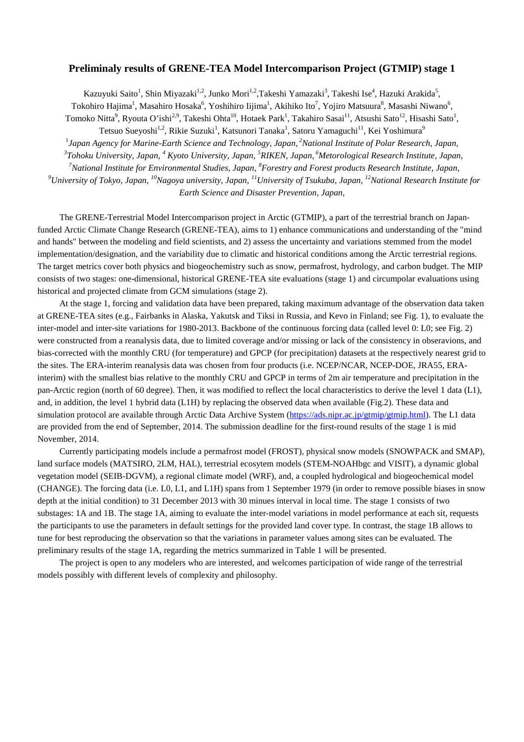# Preliminaly results of GRENE-TEA Model Intercomparison Project (GTMIP) stage 1

Kazuyuki Saito[1], Shin Miyazaki[1,2], Junko Mori[1,2],Takeshi Yamazaki[3], Takeshi Ise[4], Hazuki Arakida[5], Tokohiro Hajima[1], Masahiro Hosaka[6], Yoshihiro Iijima[1], Akihiko Ito[7], Yojiro Matsuura[8], Masashi Niwano[6], Tomoko Nitta[9], Ryouta O'ishi[2,9], Takeshi Ohta[10], Hotaek Park[1], Takahiro Sasai[11], Atsushi Sato[12], Hisashi Sato[1], Tetsuo Sueyoshi[1,2], Rikie Suzuki[1], Katsunori Tanaka[1], Satoru Yamaguchi[11], Kei Yoshimura[9]

[1]*Japan Agency for Marine-Earth Science and Technology, Japan,* [2]*National Institute of Polar Research, Japan,* [3]*Tohoku University, Japan,* [4] *Kyoto University, Japan,* [5]*RIKEN, Japan,* [6]*Metorological Research Institute, Japan,* [7]*National Institute for Environmental Studies, Japan,* [8]*Forestry and Forest products Research Institute, Japan,* [9]*University of Tokyo, Japan,* [10]*Nagoya university, Japan,* [11]*University of Tsukuba, Japan,* [12]*National Research Institute for Earth Science and Disaster Prevention, Japan,*

The GRENE-Terrestrial Model Intercomparison project in Arctic (GTMIP), a part of the terrestrial branch on Japan-funded Arctic Climate Change Research (GRENE-TEA), aims to 1) enhance communications and understanding of the "mind and hands" between the modeling and field scientists, and 2) assess the uncertainty and variations stemmed from the model implementation/designation, and the variability due to climatic and historical conditions among the Arctic terrestrial regions. The target metrics cover both physics and biogeochemistry such as snow, permafrost, hydrology, and carbon budget. The MIP consists of two stages: one-dimensional, historical GRENE-TEA site evaluations (stage 1) and circumpolar evaluations using historical and projected climate from GCM simulations (stage 2).

At the stage 1, forcing and validation data have been prepared, taking maximum advantage of the observation data taken at GRENE-TEA sites (e.g., Fairbanks in Alaska, Yakutsk and Tiksi in Russia, and Kevo in Finland; see Fig. 1), to evaluate the inter-model and inter-site variations for 1980-2013. Backbone of the continuous forcing data (called level 0: L0; see Fig. 2) were constructed from a reanalysis data, due to limited coverage and/or missing or lack of the consistency in observaions, and bias-corrected with the monthly CRU (for temperature) and GPCP (for precipitation) datasets at the respectively nearest grid to the sites. The ERA-interim reanalysis data was chosen from four products (i.e. NCEP/NCAR, NCEP-DOE, JRA55, ERA-interim) with the smallest bias relative to the monthly CRU and GPCP in terms of 2m air temperature and precipitation in the pan-Arctic region (north of 60 degree). Then, it was modified to reflect the local characteristics to derive the level 1 data (L1), and, in addition, the level 1 hybrid data (L1H) by replacing the observed data when available (Fig.2). These data and simulation protocol are available through Arctic Data Archive System (https://ads.nipr.ac.jp/gtmip/gtmip.html). The L1 data are provided from the end of September, 2014. The submission deadline for the first-round results of the stage 1 is mid November, 2014.

Currently participating models include a permafrost model (FROST), physical snow models (SNOWPACK and SMAP), land surface models (MATSIRO, 2LM, HAL), terrestrial ecosytem models (STEM-NOAHbgc and VISIT), a dynamic global vegetation model (SEIB-DGVM), a regional climate model (WRF), and, a coupled hydrological and biogeochemical model (CHANGE). The forcing data (i.e. L0, L1, and L1H) spans from 1 September 1979 (in order to remove possible biases in snow depth at the initial condition) to 31 December 2013 with 30 minutes interval in local time. The stage 1 consists of two substages: 1A and 1B. The stage 1A, aiming to evaluate the inter-model variations in model performance at each sit, requests the participants to use the parameters in default settings for the provided land cover type. In contrast, the stage 1B allows to tune for best reproducing the observation so that the variations in parameter values among sites can be evaluated. The preliminary results of the stage 1A, regarding the metrics summarized in Table 1 will be presented.

The project is open to any modelers who are interested, and welcomes participation of wide range of the terrestrial models possibly with different levels of complexity and philosophy.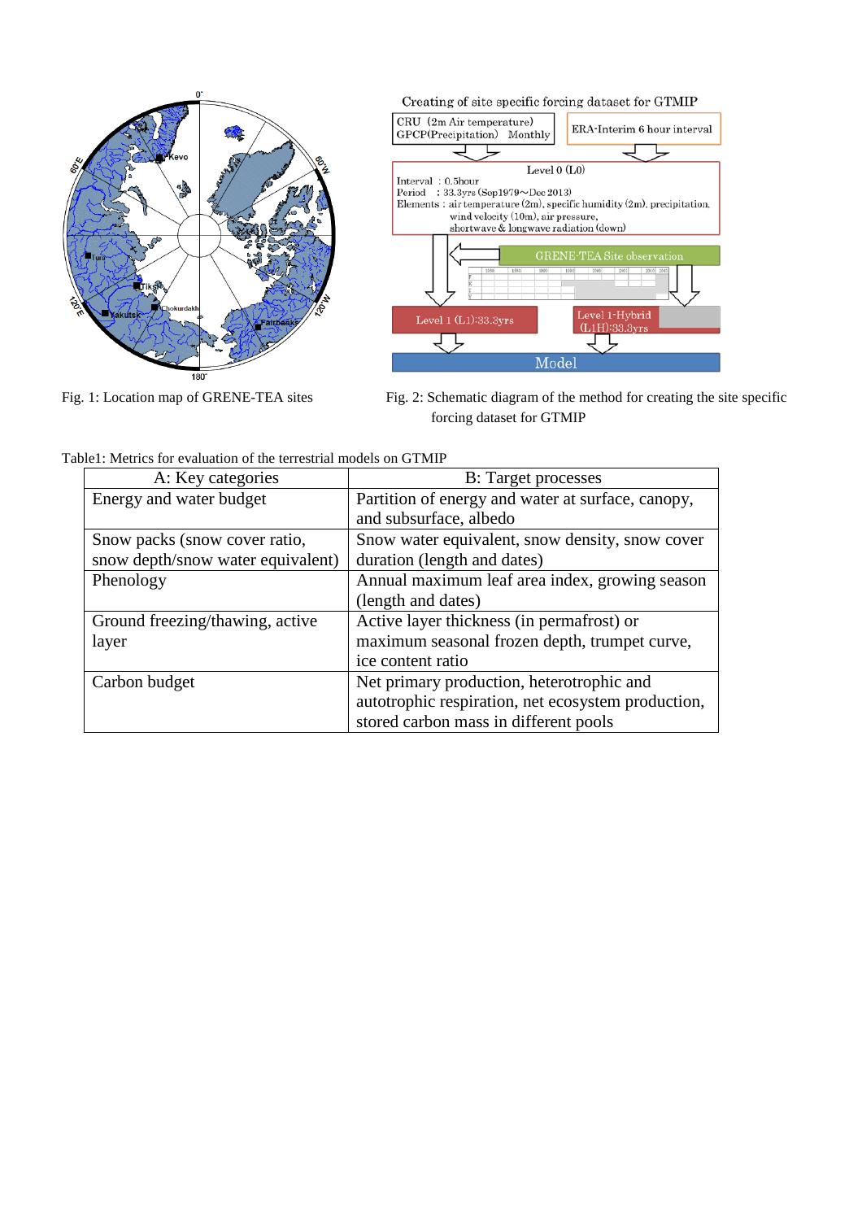0°

Kevo

60°E

60°W

Tura

Tiksi

Chokurdakh

Yakutsk

Fairbanks

120°E

120°W

180°

Fig. 1: Location map of GRENE-TEA sites

Creating of site specific forcing dataset for GTMIP

CRU (2m Air temperature)
GPCP(Precipitation) Monthly

ERA-Interim 6 hour interval

Level 0 (L0)

Interval : 0.5hour
Period : 33.3yrs (Sep1979～Dec 2013)
Elements : air temperature (2m), specific humidity (2m), precipitation, wind velocity (10m), air pressure, shortwave & longwave radiation (down)

GRENE-TEA Site observation

Level 1 (L1):33.3yrs

Level 1-Hybrid (L1H):33.3yrs

Model

Fig. 2: Schematic diagram of the method for creating the site specific forcing dataset for GTMIP

Table1: Metrics for evaluation of the terrestrial models on GTMIP

| A: Key categories | B: Target processes |
| --- | --- |
| Energy and water budget | Partition of energy and water at surface, canopy, and subsurface, albedo |
| Snow packs (snow cover ratio, snow depth/snow water equivalent) | Snow water equivalent, snow density, snow cover duration (length and dates) |
| Phenology | Annual maximum leaf area index, growing season (length and dates) |
| Ground freezing/thawing, active layer | Active layer thickness (in permafrost) or maximum seasonal frozen depth, trumpet curve, ice content ratio |
| Carbon budget | Net primary production, heterotrophic and autotrophic respiration, net ecosystem production, stored carbon mass in different pools |